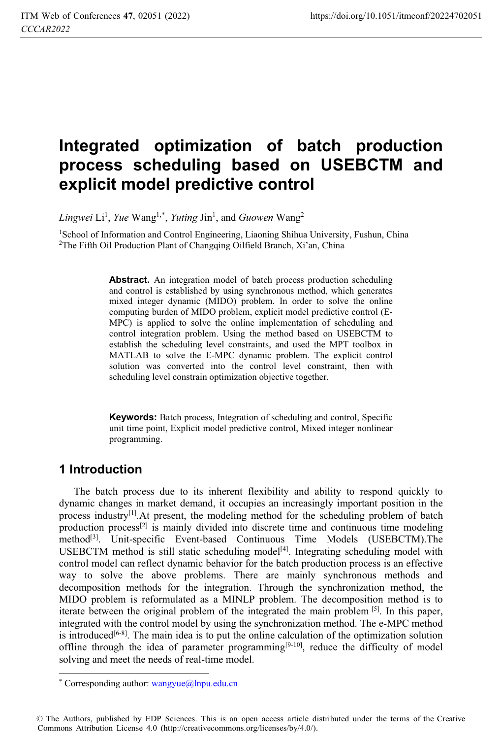# Integrated optimization of batch production process scheduling based on USEBCTM and explicit model predictive control

*Lingwei* Li[1], *Yue* Wang[1,*], *Yuting* Jin[1], and *Guowen* Wang[2]

[1]School of Information and Control Engineering, Liaoning Shihua University, Fushun, China

[2]The Fifth Oil Production Plant of Changqing Oilfield Branch, Xi'an, China

**Abstract.** An integration model of batch process production scheduling and control is established by using synchronous method, which generates mixed integer dynamic (MIDO) problem. In order to solve the online computing burden of MIDO problem, explicit model predictive control (E-MPC) is applied to solve the online implementation of scheduling and control integration problem. Using the method based on USEBCTM to establish the scheduling level constraints, and used the MPT toolbox in MATLAB to solve the E-MPC dynamic problem. The explicit control solution was converted into the control level constraint, then with scheduling level constrain optimization objective together.

**Keywords:** Batch process, Integration of scheduling and control, Specific unit time point, Explicit model predictive control, Mixed integer nonlinear programming.

## 1 Introduction

The batch process due to its inherent flexibility and ability to respond quickly to dynamic changes in market demand, it occupies an increasingly important position in the process industry[1].At present, the modeling method for the scheduling problem of batch production process[2] is mainly divided into discrete time and continuous time modeling method[3]. Unit-specific Event-based Continuous Time Models (USEBCTM).The USEBCTM method is still static scheduling model[4]. Integrating scheduling model with control model can reflect dynamic behavior for the batch production process is an effective way to solve the above problems. There are mainly synchronous methods and decomposition methods for the integration. Through the synchronization method, the MIDO problem is reformulated as a MINLP problem. The decomposition method is to iterate between the original problem of the integrated the main problem [5]. In this paper, integrated with the control model by using the synchronization method. The e-MPC method is introduced[6-8]. The main idea is to put the online calculation of the optimization solution offline through the idea of parameter programming[9-10], reduce the difficulty of model solving and meet the needs of real-time model.

[*] Corresponding author: wangyue@lnpu.edu.cn

© The Authors, published by EDP Sciences. This is an open access article distributed under the terms of the Creative Commons Attribution License 4.0 (http://creativecommons.org/licenses/by/4.0/).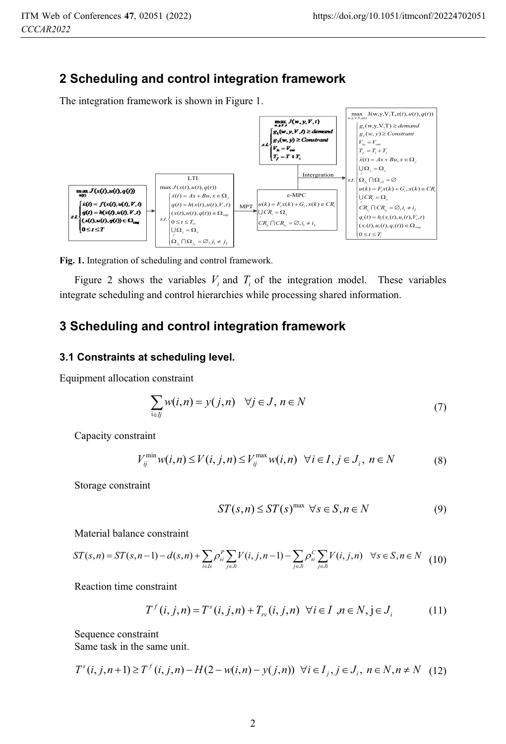## 2 Scheduling and control integration framework

The integration framework is shown in Figure 1.

Fig. 1. Integration of scheduling and control framework.

Figure 2 shows the variables $V_i$ and $T_i$ of the integration model. These variables integrate scheduling and control hierarchies while processing shared information.

## 3 Scheduling and control integration framework

### 3.1 Constraints at scheduling level.

Equipment allocation constraint

$$\sum_{i\in Ij} w(i,n) = y(j,n) \quad \forall j \in J,\, n \in N \tag{7}$$

Capacity constraint

$$V_{ij}^{\min} w(i,n) \le V(i,j,n) \le V_{ij}^{\max} w(i,n) \ \ \forall i \in I, j \in J_i,\ n \in N \tag{8}$$

Storage constraint

$$ST(s,n) \le ST(s)^{\max} \ \ \forall s \in S, n \in N \tag{9}$$

Material balance constraint

$$ST(s,n) = ST(s,n-1) - d(s,n) + \sum_{i\in Is} \rho_{si}^{P} \sum_{j\in Ji} V(i,j,n-1) - \sum_{j\in Ji} \rho_{si}^{C} \sum_{j\in Ji} V(i,j,n) \quad \forall s \in S, n \in N \tag{10}$$

Reaction time constraint

$$T^{f}(i,j,n) = T^{s}(i,j,n) + T_{rv}(i,j,n) \ \ \forall i \in I \ , n \in N, \mathrm{j} \in J_i \tag{11}$$

Sequence constraint
Same task in the same unit.

$$T^{s}(i,j,n+1) \ge T^{f}(i,j,n) - H(2 - w(i,n) - y(j,n)) \ \ \forall i \in I_j, j \in J_i,\ n \in N, n \ne N \tag{12}$$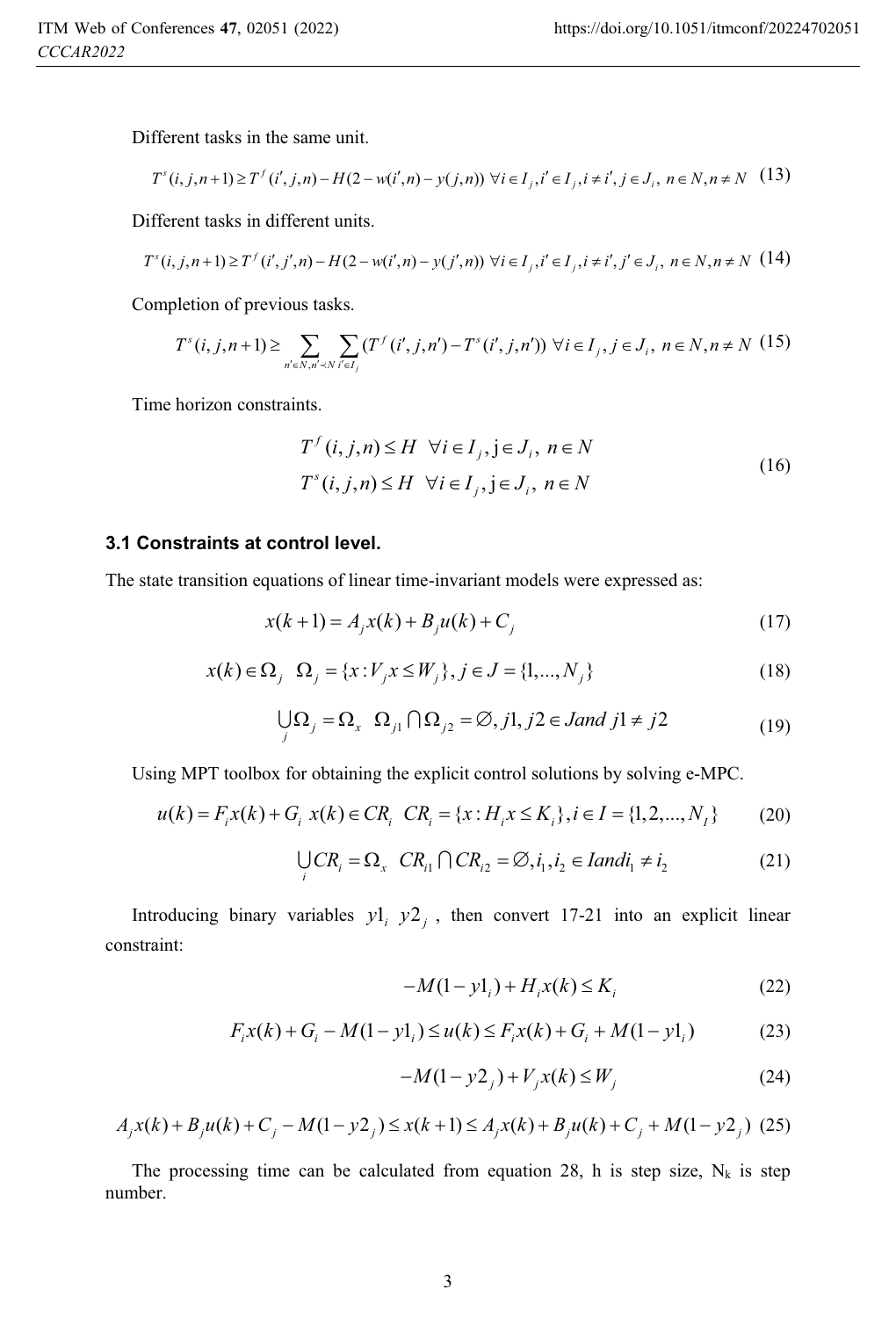Different tasks in the same unit.

$$T^s(i,j,n+1) \geq T^f(i',j,n) - H(2 - w(i',n) - y(j,n)) \ \forall i \in I_j, i' \in I_j, i \neq i', j \in J_i,\ n \in N, n \neq N \quad (13)$$

Different tasks in different units.

$$T^s(i,j,n+1) \geq T^f(i',j',n) - H(2 - w(i',n) - y(j',n)) \ \forall i \in I_j, i' \in I_j, i \neq i', j' \in J_i,\ n \in N, n \neq N \quad (14)$$

Completion of previous tasks.

$$T^s(i,j,n+1) \geq \sum_{n' \in N, n' \prec N} \sum_{i' \in I_j} (T^f(i',j,n') - T^s(i',j,n')) \ \forall i \in I_j, j \in J_i,\ n \in N, n \neq N \quad (15)$$

Time horizon constraints.

$$\begin{aligned} &T^f(i,j,n) \leq H \quad \forall i \in I_j, \mathrm{j} \in J_i,\ n \in N \\ &T^s(i,j,n) \leq H \quad \forall i \in I_j, \mathrm{j} \in J_i,\ n \in N \end{aligned} \quad (16)$$

### 3.1 Constraints at control level.

The state transition equations of linear time-invariant models were expressed as:

$$x(k+1) = A_j x(k) + B_j u(k) + C_j \quad (17)$$

$$x(k) \in \Omega_j \quad \Omega_j = \{x : V_j x \leq W_j\}, j \in J = \{1, ..., N_j\} \quad (18)$$

$$\bigcup_j \Omega_j = \Omega_x \quad \Omega_{j1} \bigcap \Omega_{j2} = \varnothing, j1, j2 \in J and\ j1 \neq j2 \quad (19)$$

Using MPT toolbox for obtaining the explicit control solutions by solving e-MPC.

$$u(k) = F_i x(k) + G_i \ \ x(k) \in CR_i \ \ CR_i = \{x : H_i x \leq K_i\}, i \in I = \{1, 2, ..., N_I\} \quad (20)$$

$$\bigcup_i CR_i = \Omega_x \quad CR_{i1} \bigcap CR_{i2} = \varnothing, i_1, i_2 \in I and i_1 \neq i_2 \quad (21)$$

Introducing binary variables $y1_i$ $y2_j$, then convert 17-21 into an explicit linear constraint:

$$-M(1 - y1_i) + H_i x(k) \leq K_i \quad (22)$$

$$F_i x(k) + G_i - M(1 - y1_i) \leq u(k) \leq F_i x(k) + G_i + M(1 - y1_i) \quad (23)$$

$$-M(1 - y2_j) + V_j x(k) \leq W_j \quad (24)$$

$$A_j x(k) + B_j u(k) + C_j - M(1 - y2_j) \leq x(k+1) \leq A_j x(k) + B_j u(k) + C_j + M(1 - y2_j) \quad (25)$$

The processing time can be calculated from equation 28, h is step size, $N_k$ is step number.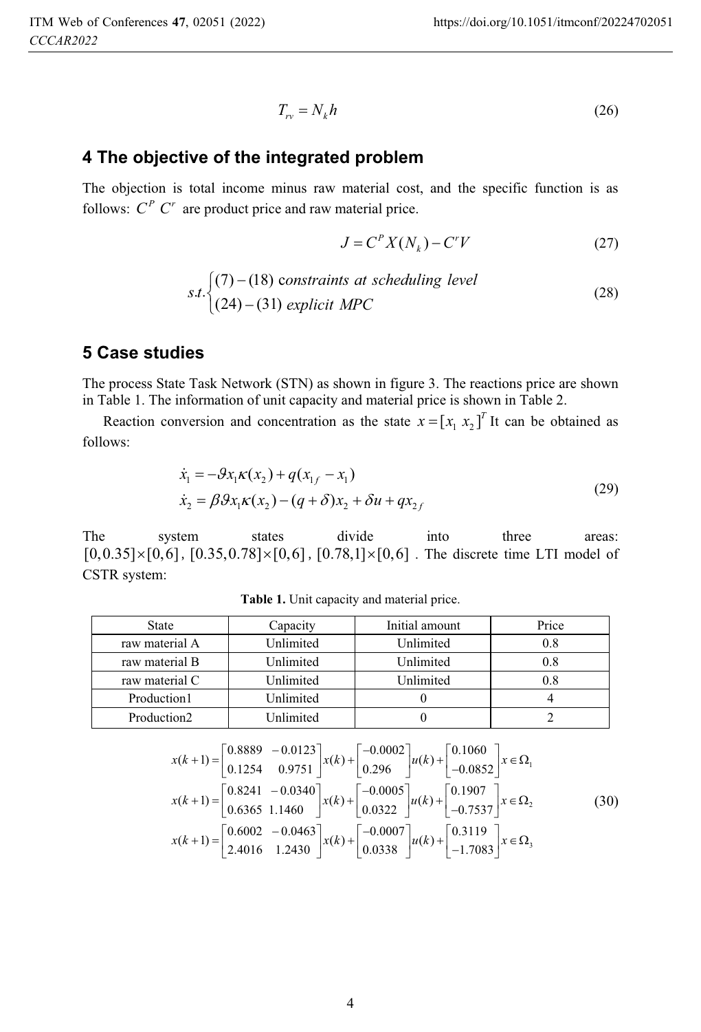$$T_{rv} = N_k h \tag{26}$$

## 4 The objective of the integrated problem

The objection is total income minus raw material cost, and the specific function is as follows: $C^P$ $C^r$ are product price and raw material price.

$$J = C^P X(N_k) - C^r V \tag{27}$$

$$s.t. \begin{cases} (7)-(18) \text{ constraints at scheduling level} \\ (24)-(31) \text{ explicit MPC} \end{cases} \tag{28}$$

## 5 Case studies

The process State Task Network (STN) as shown in figure 3. The reactions price are shown in Table 1. The information of unit capacity and material price is shown in Table 2.

Reaction conversion and concentration as the state $x = [x_1 \ x_2]^T$ It can be obtained as follows:

$$\begin{aligned} \dot{x}_1 &= -\vartheta x_1 \kappa(x_2) + q(x_{1f} - x_1) \\ \dot{x}_2 &= \beta \vartheta x_1 \kappa(x_2) - (q + \delta) x_2 + \delta u + q x_{2f} \end{aligned} \tag{29}$$

The system states divide into three areas: $[0, 0.35] \times [0, 6]$, $[0.35, 0.78] \times [0, 6]$, $[0.78, 1] \times [0, 6]$. The discrete time LTI model of CSTR system:

**Table 1.** Unit capacity and material price.

| State | Capacity | Initial amount | Price |
|---|---|---|---|
| raw material A | Unlimited | Unlimited | 0.8 |
| raw material B | Unlimited | Unlimited | 0.8 |
| raw material C | Unlimited | Unlimited | 0.8 |
| Production1 | Unlimited | 0 | 4 |
| Production2 | Unlimited | 0 | 2 |

$$\begin{aligned} x(k+1) &= \begin{bmatrix} 0.8889 & -0.0123 \\ 0.1254 & 0.9751 \end{bmatrix} x(k) + \begin{bmatrix} -0.0002 \\ 0.296 \end{bmatrix} u(k) + \begin{bmatrix} 0.1060 \\ -0.0852 \end{bmatrix} x \in \Omega_1 \\ x(k+1) &= \begin{bmatrix} 0.8241 & -0.0340 \\ 0.6365 & 1.1460 \end{bmatrix} x(k) + \begin{bmatrix} -0.0005 \\ 0.0322 \end{bmatrix} u(k) + \begin{bmatrix} 0.1907 \\ -0.7537 \end{bmatrix} x \in \Omega_2 \\ x(k+1) &= \begin{bmatrix} 0.6002 & -0.0463 \\ 2.4016 & 1.2430 \end{bmatrix} x(k) + \begin{bmatrix} -0.0007 \\ 0.0338 \end{bmatrix} u(k) + \begin{bmatrix} 0.3119 \\ -1.7083 \end{bmatrix} x \in \Omega_3 \end{aligned} \tag{30}$$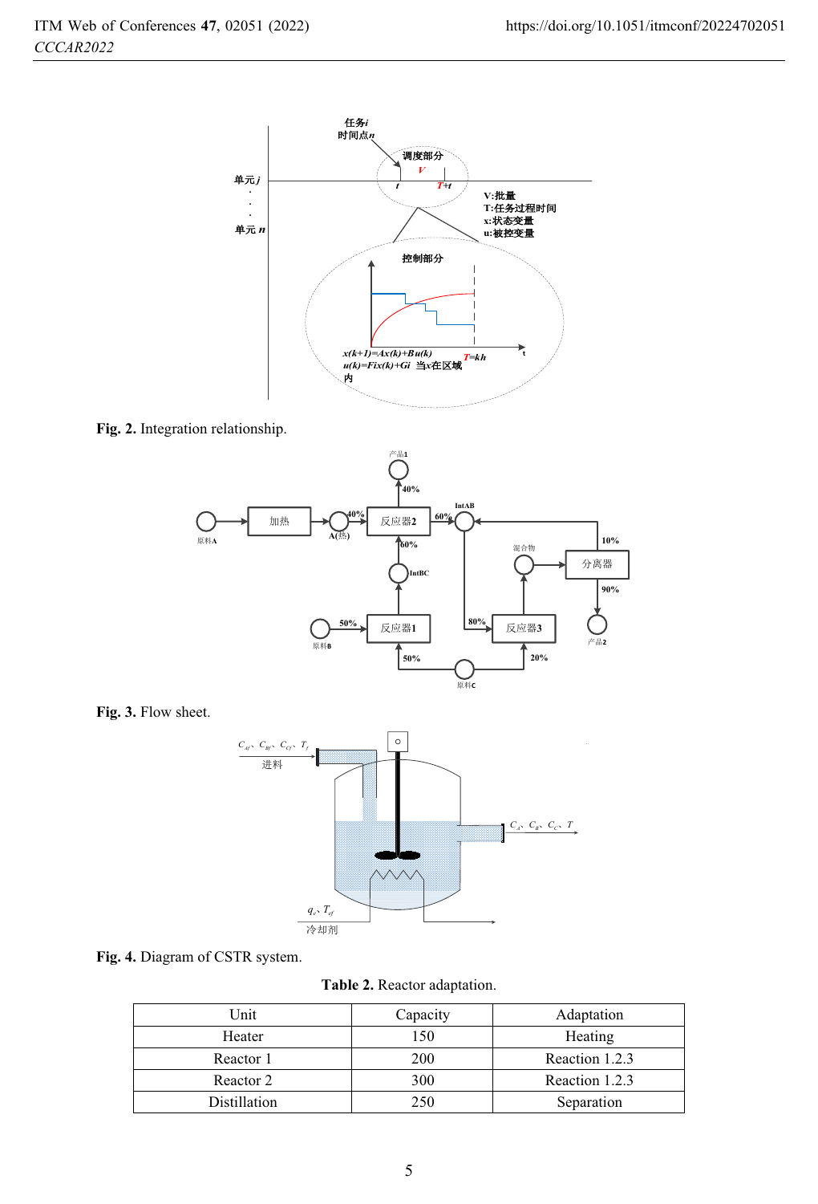Fig. 2. Integration relationship.

Fig. 3. Flow sheet.

Fig. 4. Diagram of CSTR system.

**Table 2.** Reactor adaptation.

| Unit | Capacity | Adaptation |
|---|---|---|
| Heater | 150 | Heating |
| Reactor 1 | 200 | Reaction 1.2.3 |
| Reactor 2 | 300 | Reaction 1.2.3 |
| Distillation | 250 | Separation |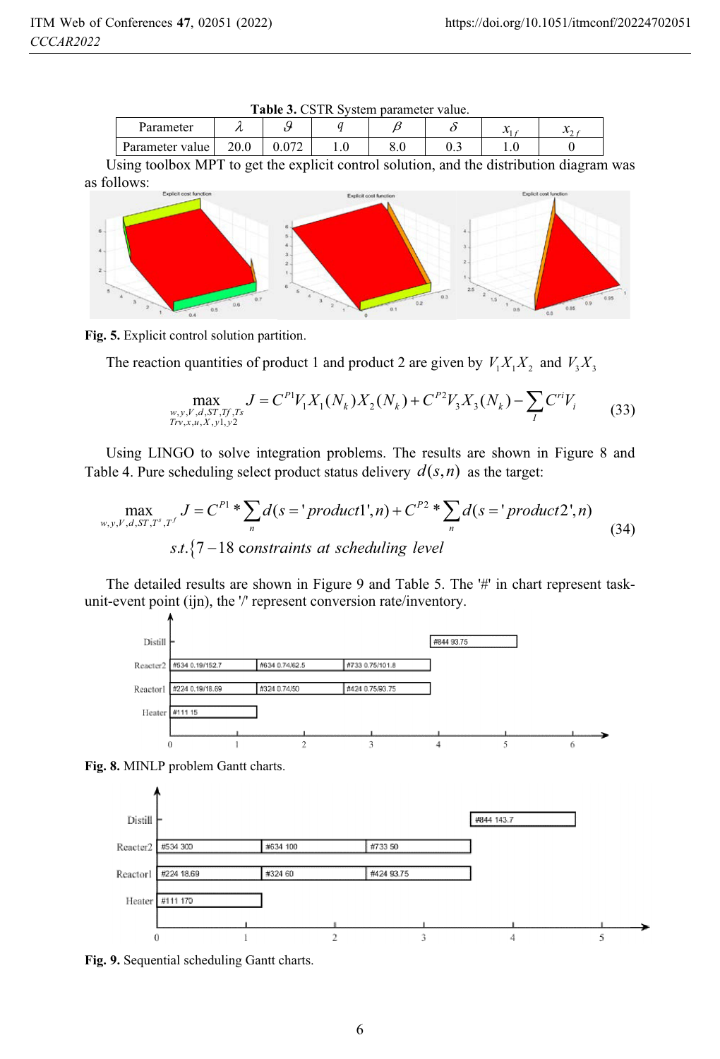**Table 3.** CSTR System parameter value.

| Parameter | $\lambda$ | $\vartheta$ | $q$ | $\beta$ | $\delta$ | $x_{1f}$ | $x_{2f}$ |
|---|---|---|---|---|---|---|---|
| Parameter value | 20.0 | 0.072 | 1.0 | 8.0 | 0.3 | 1.0 | 0 |

Using toolbox MPT to get the explicit control solution, and the distribution diagram was as follows:

**Fig. 5.** Explicit control solution partition.

The reaction quantities of product 1 and product 2 are given by $V_1X_1X_2$ and $V_3X_3$

$$\max_{\substack{w,y,V,d,ST,Tf,Ts \\ Trv,x,u,X,y1,y2}} J = C^{P1}V_1X_1(N_k)X_2(N_k) + C^{P2}V_3X_3(N_k) - \sum_I C^{ri}V_i \tag{33}$$

Using LINGO to solve integration problems. The results are shown in Figure 8 and Table 4. Pure scheduling select product status delivery $d(s,n)$ as the target:

$$\max_{w,y,V,d,ST,T^s,T^f} J = C^{P1} * \sum_n d(s='product1',n) + C^{P2} * \sum_n d(s='product2',n)$$
$$s.t.\{7-18 \text{ constraints at scheduling level} \tag{34}$$

The detailed results are shown in Figure 9 and Table 5. The '#' in chart represent task-unit-event point (ijn), the '/' represent conversion rate/inventory.

**Fig. 8.** MINLP problem Gantt charts.

**Fig. 9.** Sequential scheduling Gantt charts.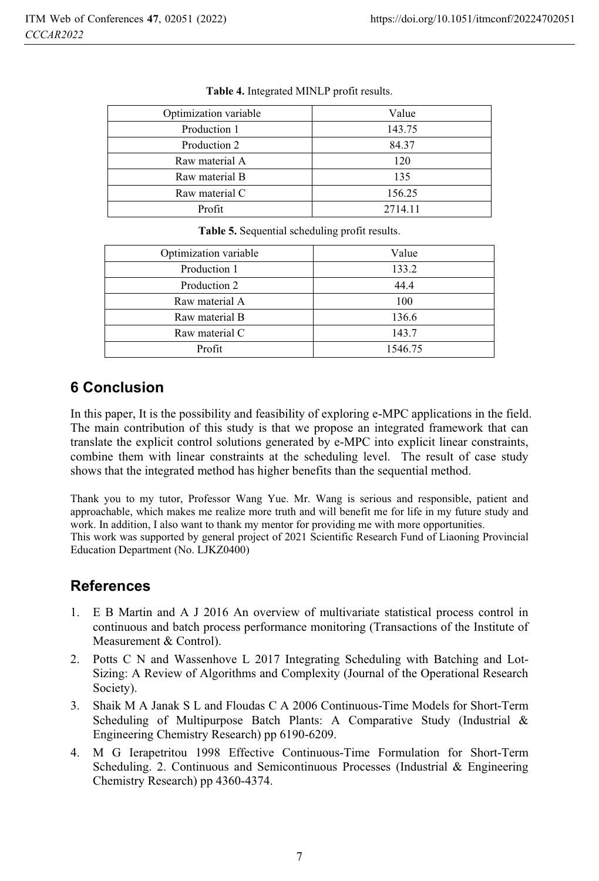**Table 4.** Integrated MINLP profit results.

| Optimization variable | Value |
|---|---|
| Production 1 | 143.75 |
| Production 2 | 84.37 |
| Raw material A | 120 |
| Raw material B | 135 |
| Raw material C | 156.25 |
| Profit | 2714.11 |

**Table 5.** Sequential scheduling profit results.

| Optimization variable | Value |
|---|---|
| Production 1 | 133.2 |
| Production 2 | 44.4 |
| Raw material A | 100 |
| Raw material B | 136.6 |
| Raw material C | 143.7 |
| Profit | 1546.75 |

## 6 Conclusion

In this paper, It is the possibility and feasibility of exploring e-MPC applications in the field. The main contribution of this study is that we propose an integrated framework that can translate the explicit control solutions generated by e-MPC into explicit linear constraints, combine them with linear constraints at the scheduling level. The result of case study shows that the integrated method has higher benefits than the sequential method.

Thank you to my tutor, Professor Wang Yue. Mr. Wang is serious and responsible, patient and approachable, which makes me realize more truth and will benefit me for life in my future study and work. In addition, I also want to thank my mentor for providing me with more opportunities.
This work was supported by general project of 2021 Scientific Research Fund of Liaoning Provincial Education Department (No. LJKZ0400)

## References

1. E B Martin and A J 2016 An overview of multivariate statistical process control in continuous and batch process performance monitoring (Transactions of the Institute of Measurement & Control).
2. Potts C N and Wassenhove L 2017 Integrating Scheduling with Batching and Lot-Sizing: A Review of Algorithms and Complexity (Journal of the Operational Research Society).
3. Shaik M A Janak S L and Floudas C A 2006 Continuous-Time Models for Short-Term Scheduling of Multipurpose Batch Plants: A Comparative Study (Industrial & Engineering Chemistry Research) pp 6190-6209.
4. M G Ierapetritou 1998 Effective Continuous-Time Formulation for Short-Term Scheduling. 2. Continuous and Semicontinuous Processes (Industrial & Engineering Chemistry Research) pp 4360-4374.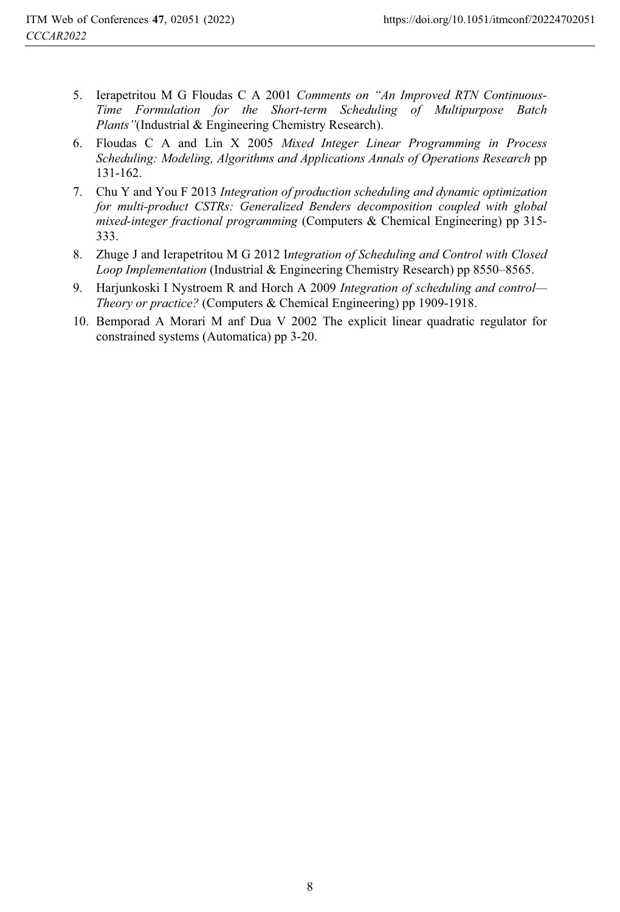5. Ierapetritou M G Floudas C A 2001 *Comments on "An Improved RTN Continuous-Time Formulation for the Short-term Scheduling of Multipurpose Batch Plants"*(Industrial & Engineering Chemistry Research).
6. Floudas C A and Lin X 2005 *Mixed Integer Linear Programming in Process Scheduling: Modeling, Algorithms and Applications Annals of Operations Research* pp 131-162.
7. Chu Y and You F 2013 *Integration of production scheduling and dynamic optimization for multi-product CSTRs: Generalized Benders decomposition coupled with global mixed-integer fractional programming* (Computers & Chemical Engineering) pp 315-333.
8. Zhuge J and Ierapetritou M G 2012 I*ntegration of Scheduling and Control with Closed Loop Implementation* (Industrial & Engineering Chemistry Research) pp 8550–8565.
9. Harjunkoski I Nystroem R and Horch A 2009 *Integration of scheduling and control—Theory or practice?* (Computers & Chemical Engineering) pp 1909-1918.
10. Bemporad A Morari M anf Dua V 2002 The explicit linear quadratic regulator for constrained systems (Automatica) pp 3-20.